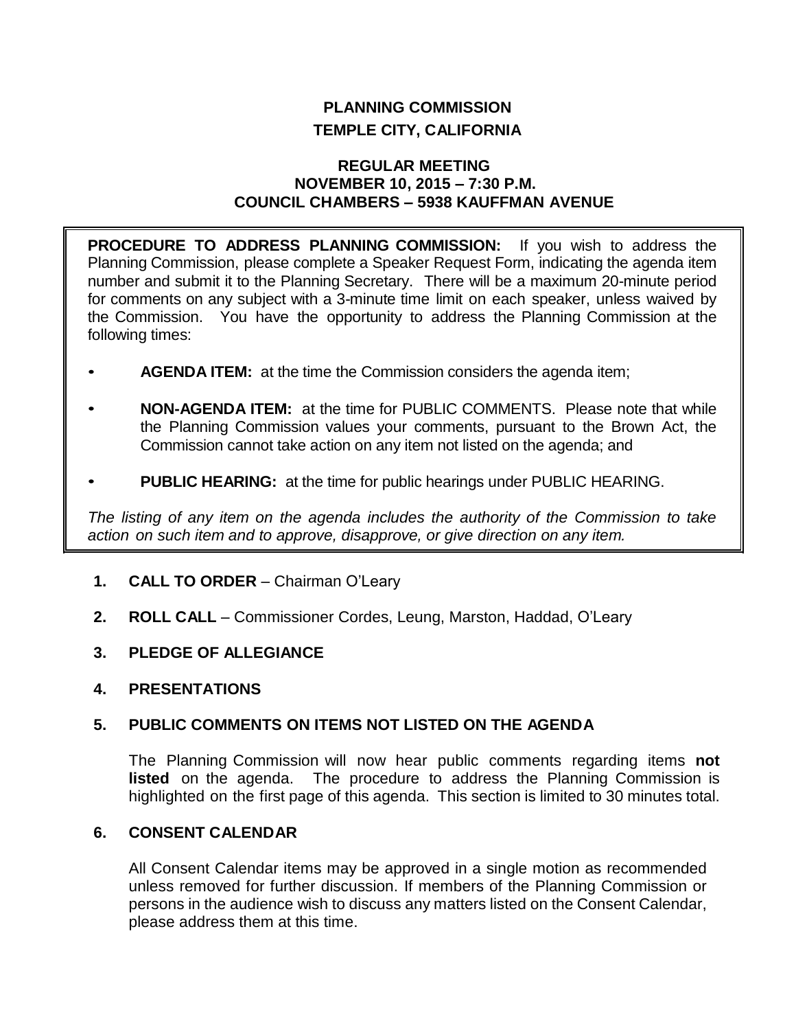# PLANNING COMMISSION
## TEMPLE CITY, CALIFORNIA

### REGULAR MEETING
### NOVEMBER 10, 2015 – 7:30 P.M.
### COUNCIL CHAMBERS – 5938 KAUFFMAN AVENUE

**PROCEDURE TO ADDRESS PLANNING COMMISSION:** If you wish to address the Planning Commission, please complete a Speaker Request Form, indicating the agenda item number and submit it to the Planning Secretary. There will be a maximum 20-minute period for comments on any subject with a 3-minute time limit on each speaker, unless waived by the Commission. You have the opportunity to address the Planning Commission at the following times:

- **AGENDA ITEM:** at the time the Commission considers the agenda item;
- **NON-AGENDA ITEM:** at the time for PUBLIC COMMENTS. Please note that while the Planning Commission values your comments, pursuant to the Brown Act, the Commission cannot take action on any item not listed on the agenda; and
- **PUBLIC HEARING:** at the time for public hearings under PUBLIC HEARING.

*The listing of any item on the agenda includes the authority of the Commission to take action on such item and to approve, disapprove, or give direction on any item.*

1. **CALL TO ORDER** – Chairman O'Leary

2. **ROLL CALL** – Commissioner Cordes, Leung, Marston, Haddad, O'Leary

3. **PLEDGE OF ALLEGIANCE**

4. **PRESENTATIONS**

5. **PUBLIC COMMENTS ON ITEMS NOT LISTED ON THE AGENDA**

   The Planning Commission will now hear public comments regarding items **not listed** on the agenda. The procedure to address the Planning Commission is highlighted on the first page of this agenda. This section is limited to 30 minutes total.

6. **CONSENT CALENDAR**

   All Consent Calendar items may be approved in a single motion as recommended unless removed for further discussion. If members of the Planning Commission or persons in the audience wish to discuss any matters listed on the Consent Calendar, please address them at this time.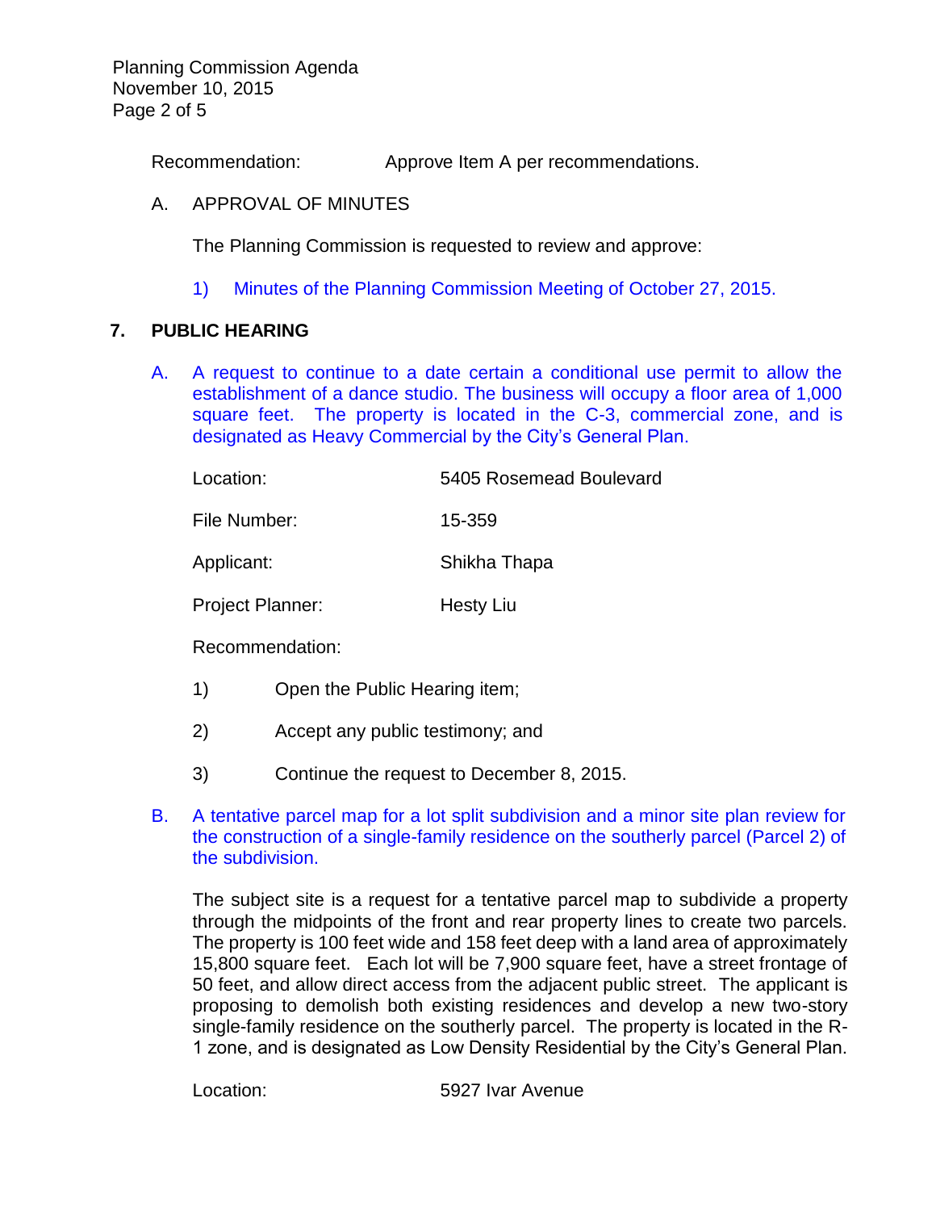Recommendation: Approve Item A per recommendations.

A. APPROVAL OF MINUTES

The Planning Commission is requested to review and approve:

1) Minutes of the Planning Commission Meeting of October 27, 2015.

## 7. PUBLIC HEARING

A. A request to continue to a date certain a conditional use permit to allow the establishment of a dance studio. The business will occupy a floor area of 1,000 square feet. The property is located in the C-3, commercial zone, and is designated as Heavy Commercial by the City's General Plan.

Location: 5405 Rosemead Boulevard

File Number: 15-359

Applicant: Shikha Thapa

Project Planner: Hesty Liu

Recommendation:

1) Open the Public Hearing item;

2) Accept any public testimony; and

3) Continue the request to December 8, 2015.

B. A tentative parcel map for a lot split subdivision and a minor site plan review for the construction of a single-family residence on the southerly parcel (Parcel 2) of the subdivision.

The subject site is a request for a tentative parcel map to subdivide a property through the midpoints of the front and rear property lines to create two parcels. The property is 100 feet wide and 158 feet deep with a land area of approximately 15,800 square feet. Each lot will be 7,900 square feet, have a street frontage of 50 feet, and allow direct access from the adjacent public street. The applicant is proposing to demolish both existing residences and develop a new two-story single-family residence on the southerly parcel. The property is located in the R-1 zone, and is designated as Low Density Residential by the City's General Plan.

Location: 5927 Ivar Avenue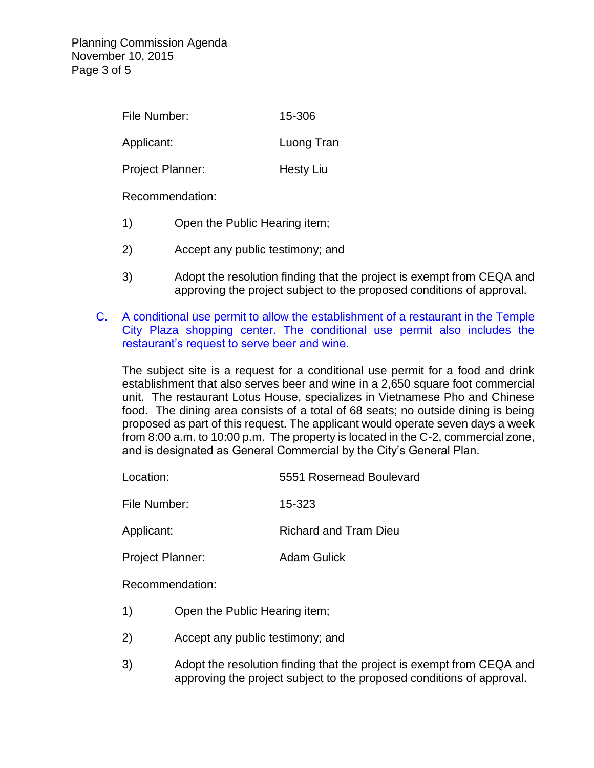File Number: 15-306

Applicant: Luong Tran

Project Planner: Hesty Liu

Recommendation:

1) Open the Public Hearing item;

2) Accept any public testimony; and

3) Adopt the resolution finding that the project is exempt from CEQA and approving the project subject to the proposed conditions of approval.

C. A conditional use permit to allow the establishment of a restaurant in the Temple City Plaza shopping center. The conditional use permit also includes the restaurant's request to serve beer and wine.

The subject site is a request for a conditional use permit for a food and drink establishment that also serves beer and wine in a 2,650 square foot commercial unit. The restaurant Lotus House, specializes in Vietnamese Pho and Chinese food. The dining area consists of a total of 68 seats; no outside dining is being proposed as part of this request. The applicant would operate seven days a week from 8:00 a.m. to 10:00 p.m. The property is located in the C-2, commercial zone, and is designated as General Commercial by the City's General Plan.

Location: 5551 Rosemead Boulevard

File Number: 15-323

Applicant: Richard and Tram Dieu

Project Planner: Adam Gulick

Recommendation:

1) Open the Public Hearing item;

2) Accept any public testimony; and

3) Adopt the resolution finding that the project is exempt from CEQA and approving the project subject to the proposed conditions of approval.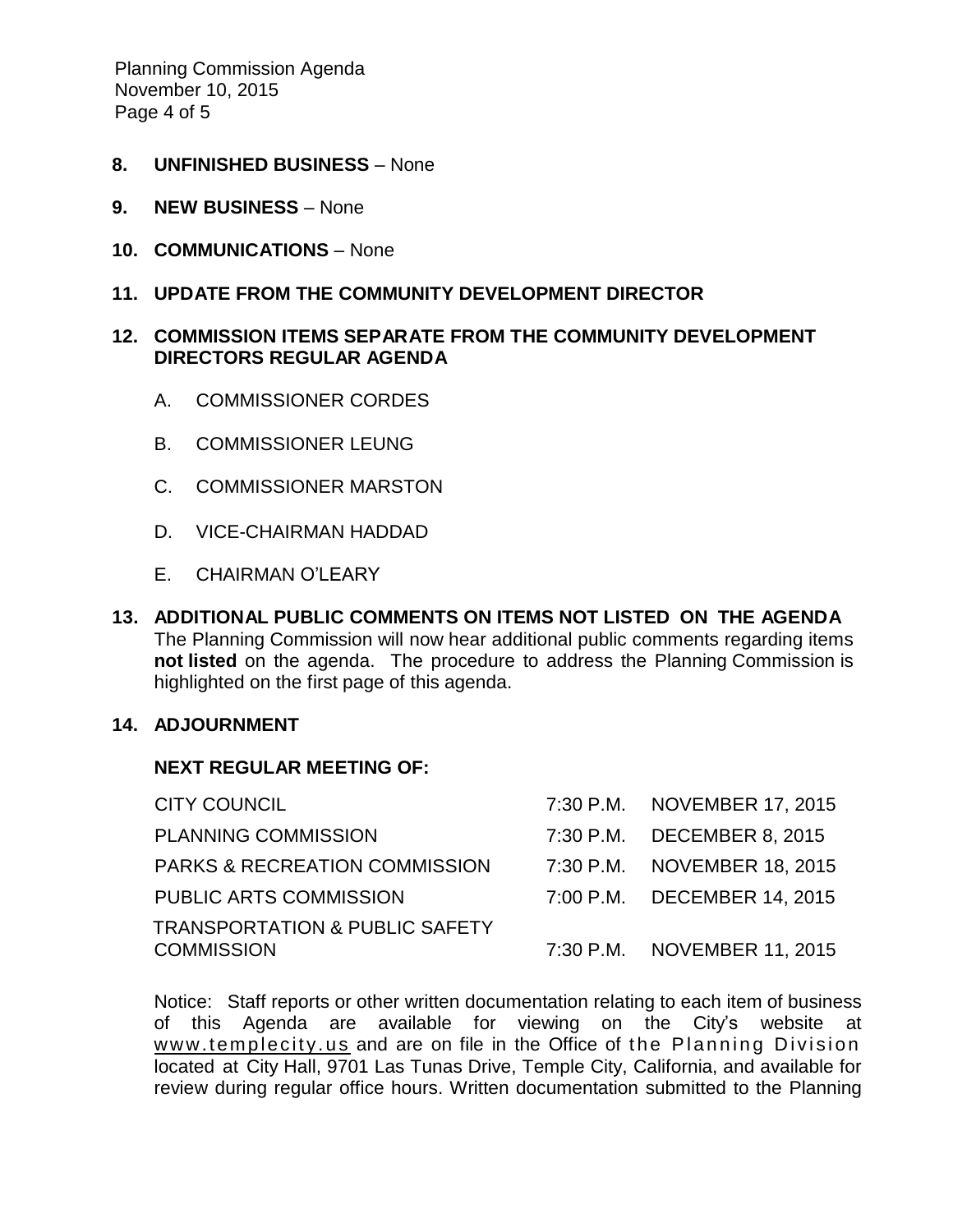**8. UNFINISHED BUSINESS** – None

**9. NEW BUSINESS** – None

**10. COMMUNICATIONS** – None

**11. UPDATE FROM THE COMMUNITY DEVELOPMENT DIRECTOR**

**12. COMMISSION ITEMS SEPARATE FROM THE COMMUNITY DEVELOPMENT DIRECTORS REGULAR AGENDA**

A. COMMISSIONER CORDES

B. COMMISSIONER LEUNG

C. COMMISSIONER MARSTON

D. VICE-CHAIRMAN HADDAD

E. CHAIRMAN O'LEARY

**13. ADDITIONAL PUBLIC COMMENTS ON ITEMS NOT LISTED ON THE AGENDA**

The Planning Commission will now hear additional public comments regarding items **not listed** on the agenda. The procedure to address the Planning Commission is highlighted on the first page of this agenda.

**14. ADJOURNMENT**

**NEXT REGULAR MEETING OF:**

| | | |
|---|---|---|
| CITY COUNCIL | 7:30 P.M. | NOVEMBER 17, 2015 |
| PLANNING COMMISSION | 7:30 P.M. | DECEMBER 8, 2015 |
| PARKS & RECREATION COMMISSION | 7:30 P.M. | NOVEMBER 18, 2015 |
| PUBLIC ARTS COMMISSION | 7:00 P.M. | DECEMBER 14, 2015 |
| TRANSPORTATION & PUBLIC SAFETY COMMISSION | 7:30 P.M. | NOVEMBER 11, 2015 |

Notice: Staff reports or other written documentation relating to each item of business of this Agenda are available for viewing on the City's website at www.templecity.us and are on file in the Office of the Planning Division located at City Hall, 9701 Las Tunas Drive, Temple City, California, and available for review during regular office hours. Written documentation submitted to the Planning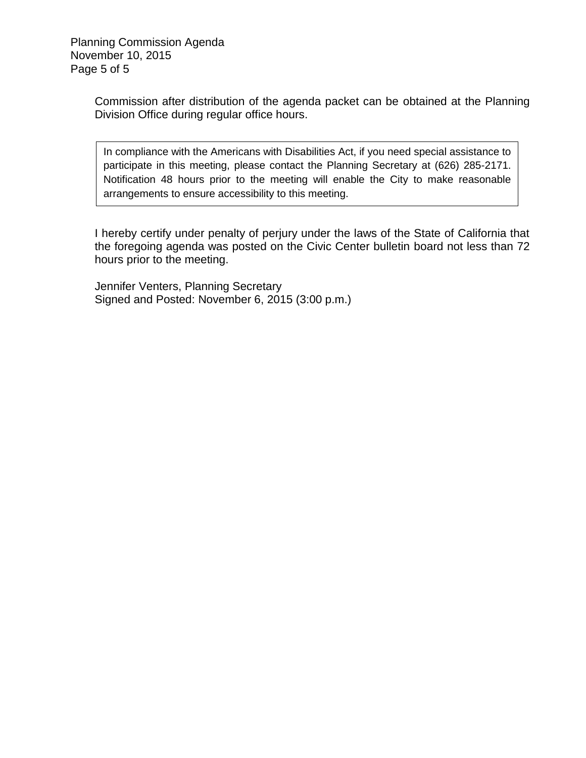Commission after distribution of the agenda packet can be obtained at the Planning Division Office during regular office hours.

> In compliance with the Americans with Disabilities Act, if you need special assistance to participate in this meeting, please contact the Planning Secretary at (626) 285-2171. Notification 48 hours prior to the meeting will enable the City to make reasonable arrangements to ensure accessibility to this meeting.

I hereby certify under penalty of perjury under the laws of the State of California that the foregoing agenda was posted on the Civic Center bulletin board not less than 72 hours prior to the meeting.

Jennifer Venters, Planning Secretary
Signed and Posted: November 6, 2015 (3:00 p.m.)